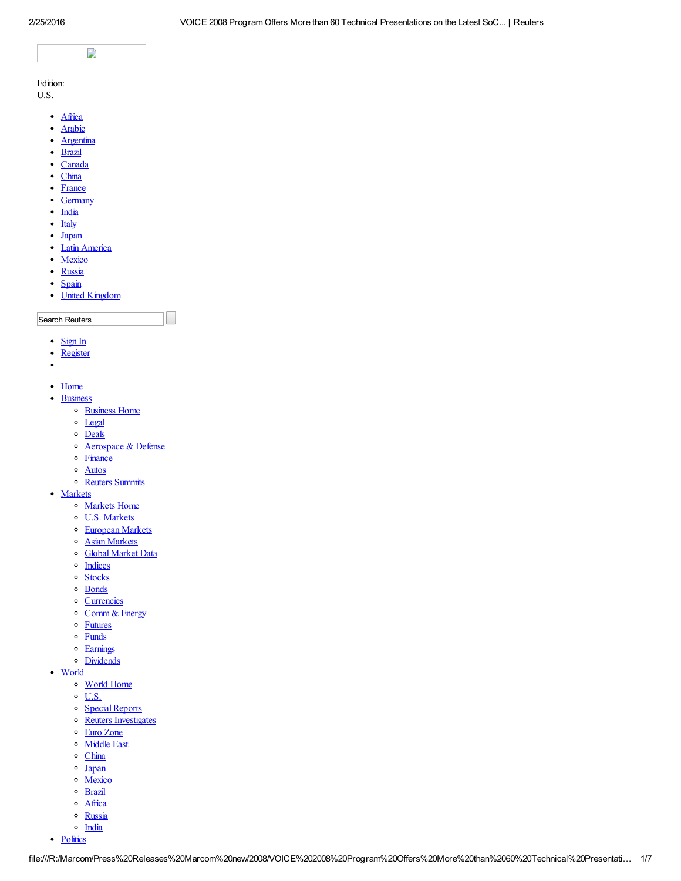Edition:
U.S.

- Africa
- Arabic
- Argentina
- Brazil
- Canada
- China
- France
- Germany
- India
- Italy
- Japan
- Latin America
- Mexico
- Russia
- Spain
- United Kingdom

Search Reuters

- Sign In
- Register
- 

- Home
- Business
  - Business Home
  - Legal
  - Deals
  - Aerospace & Defense
  - Finance
  - Autos
  - Reuters Summits
- Markets
  - Markets Home
  - U.S. Markets
  - European Markets
  - Asian Markets
  - Global Market Data
  - Indices
  - Stocks
  - Bonds
  - Currencies
  - Comm & Energy
  - Futures
  - Funds
  - Earnings
  - Dividends
- World
  - World Home
  - U.S.
  - Special Reports
  - Reuters Investigates
  - Euro Zone
  - Middle East
  - China
  - Japan
  - Mexico
  - Brazil
  - Africa
  - Russia
  - India
- Politics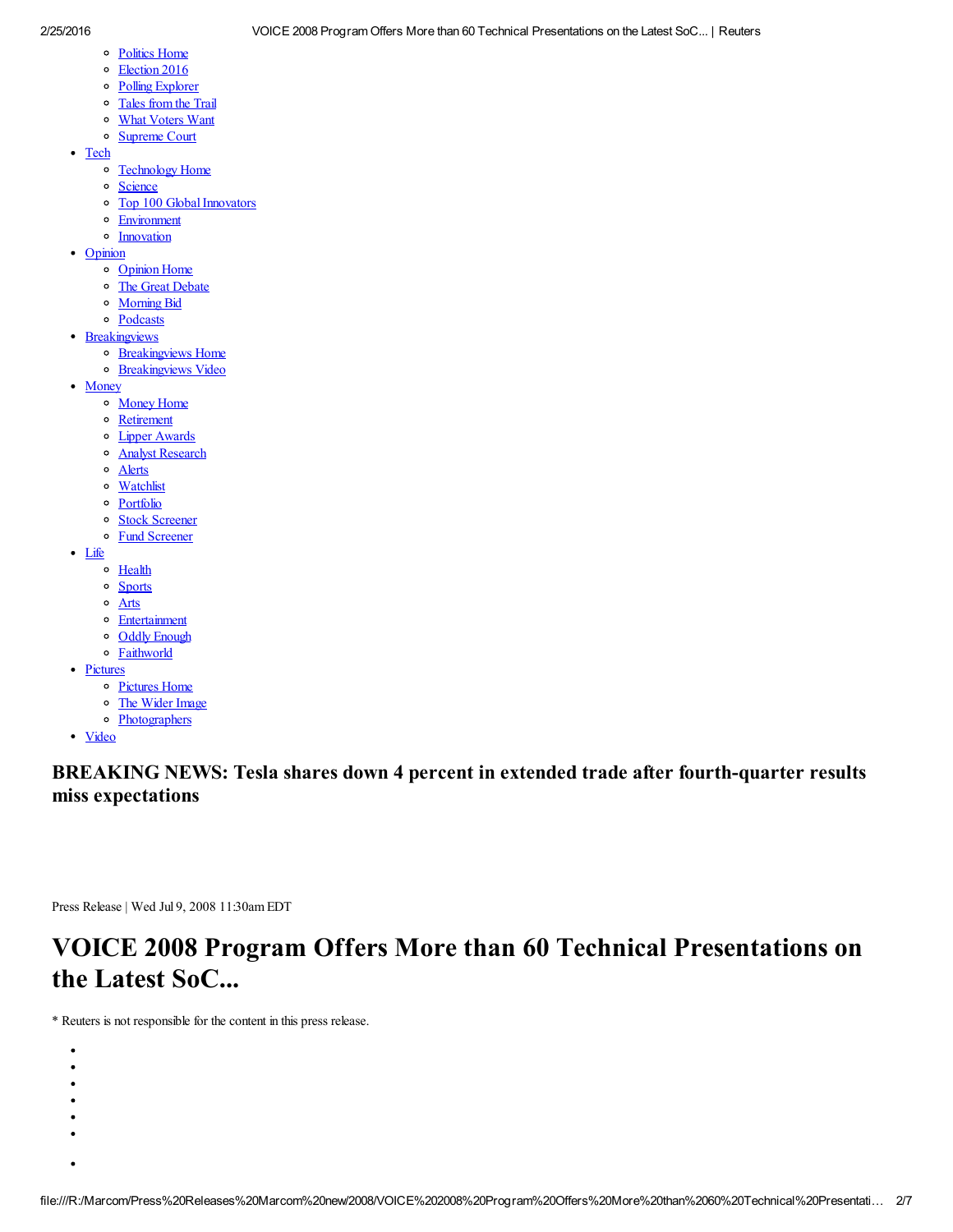- Politics Home
- Election 2016
- Polling Explorer
- Tales from the Trail
- What Voters Want
- Supreme Court

- Tech
  - Technology Home
  - Science
  - Top 100 Global Innovators
  - Environment
  - Innovation
- Opinion
  - Opinion Home
  - The Great Debate
  - Morning Bid
  - Podcasts
- Breakingviews
  - Breakingviews Home
  - Breakingviews Video
- Money
  - Money Home
  - Retirement
  - Lipper Awards
  - Analyst Research
  - Alerts
  - Watchlist
  - Portfolio
  - Stock Screener
  - Fund Screener
- Life
  - Health
  - Sports
  - Arts
  - Entertainment
  - Oddly Enough
  - Faithworld
- Pictures
  - Pictures Home
  - The Wider Image
  - Photographers
- Video

### BREAKING NEWS: Tesla shares down 4 percent in extended trade after fourth-quarter results miss expectations

Press Release | Wed Jul 9, 2008 11:30am EDT

# VOICE 2008 Program Offers More than 60 Technical Presentations on the Latest SoC...

* Reuters is not responsible for the content in this press release.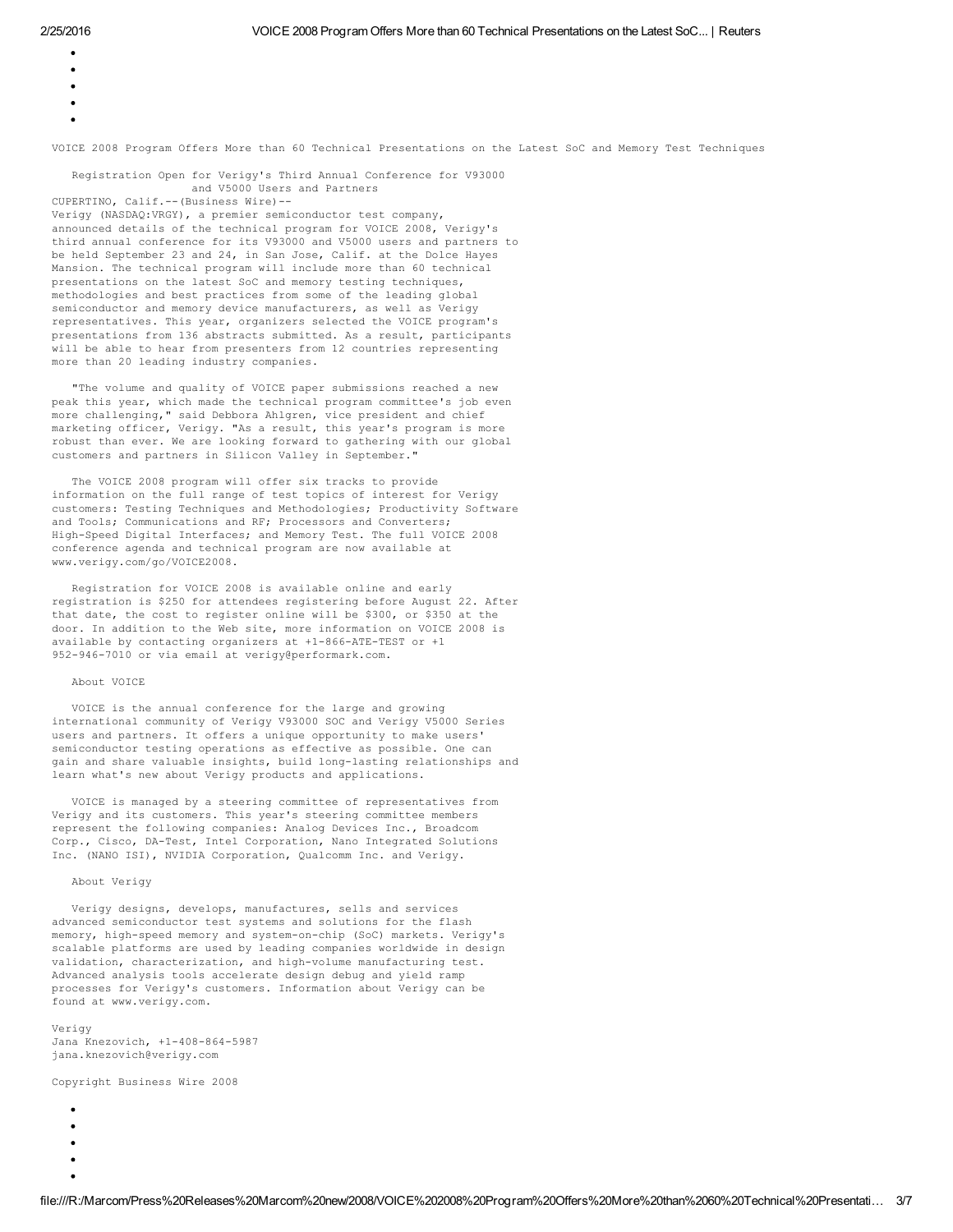# VOICE 2008 Program Offers More than 60 Technical Presentations on the Latest SoC and Memory Test Techniques

Registration Open for Verigy's Third Annual Conference for V93000 and V5000 Users and Partners

CUPERTINO, Calif.--(Business Wire)--

Verigy (NASDAQ:VRGY), a premier semiconductor test company, announced details of the technical program for VOICE 2008, Verigy's third annual conference for its V93000 and V5000 users and partners to be held September 23 and 24, in San Jose, Calif. at the Dolce Hayes Mansion. The technical program will include more than 60 technical presentations on the latest SoC and memory testing techniques, methodologies and best practices from some of the leading global semiconductor and memory device manufacturers, as well as Verigy representatives. This year, organizers selected the VOICE program's presentations from 136 abstracts submitted. As a result, participants will be able to hear from presenters from 12 countries representing more than 20 leading industry companies.

"The volume and quality of VOICE paper submissions reached a new peak this year, which made the technical program committee's job even more challenging," said Debbora Ahlgren, vice president and chief marketing officer, Verigy. "As a result, this year's program is more robust than ever. We are looking forward to gathering with our global customers and partners in Silicon Valley in September."

The VOICE 2008 program will offer six tracks to provide information on the full range of test topics of interest for Verigy customers: Testing Techniques and Methodologies; Productivity Software and Tools; Communications and RF; Processors and Converters; High-Speed Digital Interfaces; and Memory Test. The full VOICE 2008 conference agenda and technical program are now available at www.verigy.com/go/VOICE2008.

Registration for VOICE 2008 is available online and early registration is $250 for attendees registering before August 22. After that date, the cost to register online will be $300, or $350 at the door. In addition to the Web site, more information on VOICE 2008 is available by contacting organizers at +1-866-ATE-TEST or +1 952-946-7010 or via email at verigy@performark.com.

## About VOICE

VOICE is the annual conference for the large and growing international community of Verigy V93000 SOC and Verigy V5000 Series users and partners. It offers a unique opportunity to make users' semiconductor testing operations as effective as possible. One can gain and share valuable insights, build long-lasting relationships and learn what's new about Verigy products and applications.

VOICE is managed by a steering committee of representatives from Verigy and its customers. This year's steering committee members represent the following companies: Analog Devices Inc., Broadcom Corp., Cisco, DA-Test, Intel Corporation, Nano Integrated Solutions Inc. (NANO ISI), NVIDIA Corporation, Qualcomm Inc. and Verigy.

## About Verigy

Verigy designs, develops, manufactures, sells and services advanced semiconductor test systems and solutions for the flash memory, high-speed memory and system-on-chip (SoC) markets. Verigy's scalable platforms are used by leading companies worldwide in design validation, characterization, and high-volume manufacturing test. Advanced analysis tools accelerate design debug and yield ramp processes for Verigy's customers. Information about Verigy can be found at www.verigy.com.

Verigy
Jana Knezovich, +1-408-864-5987
jana.knezovich@verigy.com

Copyright Business Wire 2008